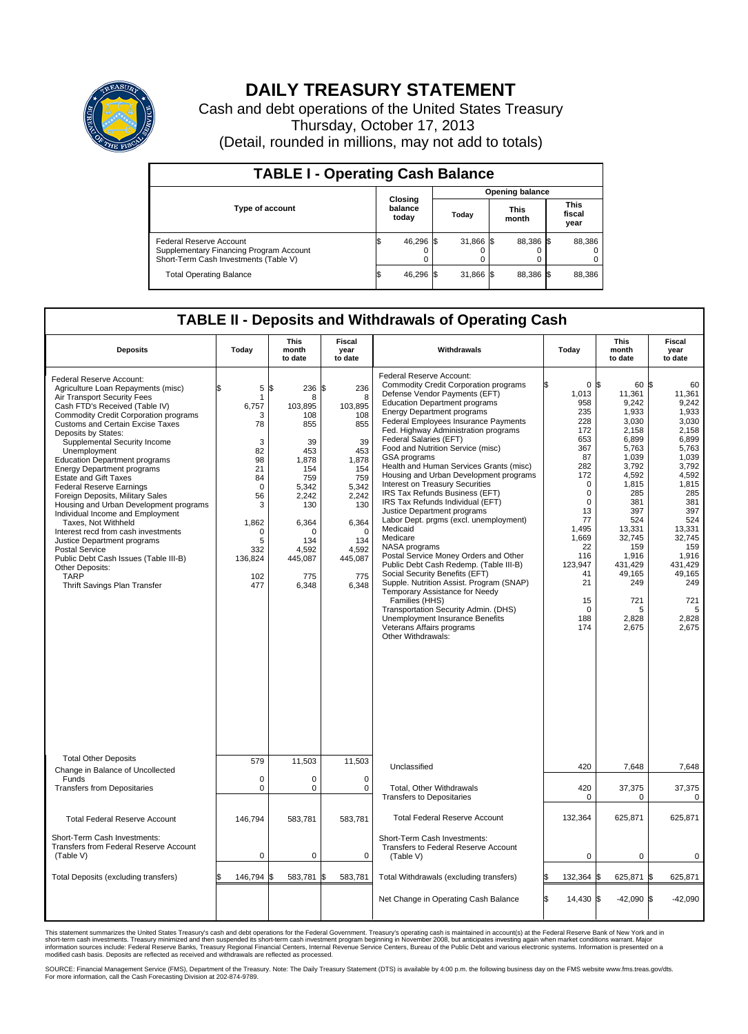# DAILY TREASURY STATEMENT

Cash and debt operations of the United States Treasury

Thursday, October 17, 2013

(Detail, rounded in millions, may not add to totals)

## TABLE I - Operating Cash Balance

| Type of account | Closing balance today | Opening balance Today | Opening balance This month | Opening balance This fiscal year |
|---|---|---|---|---|
| Federal Reserve Account | $ 46,296 | $ 31,866 | $ 88,386 | $ 88,386 |
| Supplementary Financing Program Account | 0 | 0 | 0 | 0 |
| Short-Term Cash Investments (Table V) | 0 | 0 | 0 | 0 |
| Total Operating Balance | $ 46,296 | $ 31,866 | $ 88,386 | $ 88,386 |

## TABLE II - Deposits and Withdrawals of Operating Cash

| Deposits | Today | This month to date | Fiscal year to date |
|---|---|---|---|
| Federal Reserve Account: | | | |
| Agriculture Loan Repayments (misc) | $ 5 | $ 236 | $ 236 |
| Air Transport Security Fees | 1 | 8 | 8 |
| Cash FTD's Received (Table IV) | 6,757 | 103,895 | 103,895 |
| Commodity Credit Corporation programs | 3 | 108 | 108 |
| Customs and Certain Excise Taxes | 78 | 855 | 855 |
| Deposits by States: | | | |
| Supplemental Security Income | 3 | 39 | 39 |
| Unemployment | 82 | 453 | 453 |
| Education Department programs | 98 | 1,878 | 1,878 |
| Energy Department programs | 21 | 154 | 154 |
| Estate and Gift Taxes | 84 | 759 | 759 |
| Federal Reserve Earnings | 0 | 5,342 | 5,342 |
| Foreign Deposits, Military Sales | 56 | 2,242 | 2,242 |
| Housing and Urban Development programs | 3 | 130 | 130 |
| Individual Income and Employment Taxes, Not Withheld | 1,862 | 6,364 | 6,364 |
| Interest recd from cash investments | 0 | 0 | 0 |
| Justice Department programs | 5 | 134 | 134 |
| Postal Service | 332 | 4,592 | 4,592 |
| Public Debt Cash Issues (Table III-B) | 136,824 | 445,087 | 445,087 |
| Other Deposits: | | | |
| TARP | 102 | 775 | 775 |
| Thrift Savings Plan Transfer | 477 | 6,348 | 6,348 |
| Total Other Deposits | 579 | 11,503 | 11,503 |
| Change in Balance of Uncollected Funds | 0 | 0 | 0 |
| Transfers from Depositaries | 0 | 0 | 0 |
| Total Federal Reserve Account | 146,794 | 583,781 | 583,781 |
| Short-Term Cash Investments: Transfers from Federal Reserve Account (Table V) | 0 | 0 | 0 |
| Total Deposits (excluding transfers) | $ 146,794 | $ 583,781 | $ 583,781 |

| Withdrawals | Today | This month to date | Fiscal year to date |
|---|---|---|---|
| Federal Reserve Account: | | | |
| Commodity Credit Corporation programs | $ 0 | $ 60 | $ 60 |
| Defense Vendor Payments (EFT) | 1,013 | 11,361 | 11,361 |
| Education Department programs | 958 | 9,242 | 9,242 |
| Energy Department programs | 235 | 1,933 | 1,933 |
| Federal Employees Insurance Payments | 228 | 3,030 | 3,030 |
| Fed. Highway Administration programs | 172 | 2,158 | 2,158 |
| Federal Salaries (EFT) | 653 | 6,899 | 6,899 |
| Food and Nutrition Service (misc) | 367 | 5,763 | 5,763 |
| GSA programs | 87 | 1,039 | 1,039 |
| Health and Human Services Grants (misc) | 282 | 3,792 | 3,792 |
| Housing and Urban Development programs | 172 | 4,592 | 4,592 |
| Interest on Treasury Securities | 0 | 1,815 | 1,815 |
| IRS Tax Refunds Business (EFT) | 0 | 285 | 285 |
| IRS Tax Refunds Individual (EFT) | 0 | 381 | 381 |
| Justice Department programs | 13 | 397 | 397 |
| Labor Dept. prgms (excl. unemployment) | 77 | 524 | 524 |
| Medicaid | 1,495 | 13,331 | 13,331 |
| Medicare | 1,669 | 32,745 | 32,745 |
| NASA programs | 22 | 159 | 159 |
| Postal Service Money Orders and Other | 116 | 1,916 | 1,916 |
| Public Debt Cash Redemp. (Table III-B) | 123,947 | 431,429 | 431,429 |
| Social Security Benefits (EFT) | 41 | 49,165 | 49,165 |
| Supple. Nutrition Assist. Program (SNAP) | 21 | 249 | 249 |
| Temporary Assistance for Needy Families (HHS) | 15 | 721 | 721 |
| Transportation Security Admin. (DHS) | 0 | 5 | 5 |
| Unemployment Insurance Benefits | 188 | 2,828 | 2,828 |
| Veterans Affairs programs | 174 | 2,675 | 2,675 |
| Other Withdrawals: | | | |
| Unclassified | 420 | 7,648 | 7,648 |
| Total, Other Withdrawals | 420 | 37,375 | 37,375 |
| Transfers to Depositaries | 0 | 0 | 0 |
| Total Federal Reserve Account | 132,364 | 625,871 | 625,871 |
| Short-Term Cash Investments: Transfers to Federal Reserve Account (Table V) | 0 | 0 | 0 |
| Total Withdrawals (excluding transfers) | $ 132,364 | $ 625,871 | $ 625,871 |
| Net Change in Operating Cash Balance | $ 14,430 | $ -42,090 | $ -42,090 |

This statement summarizes the United States Treasury's cash and debt operations for the Federal Government. Treasury's operating cash is maintained in account(s) at the Federal Reserve Bank of New York and in short-term cash investments. Treasury minimized and then suspended its short-term cash investment program beginning in November 2008, but anticipates investing again when market conditions warrant. Major information sources include: Federal Reserve Banks, Treasury Regional Financial Centers, Internal Revenue Service Centers, Bureau of the Public Debt and various electronic systems. Information is presented on a modified cash basis. Deposits are reflected as received and withdrawals are reflected as processed.

SOURCE: Financial Management Service (FMS), Department of the Treasury. Note: The Daily Treasury Statement (DTS) is available by 4:00 p.m. the following business day on the FMS website www.fms.treas.gov/dts. For more information, call the Cash Forecasting Division at 202-874-9789.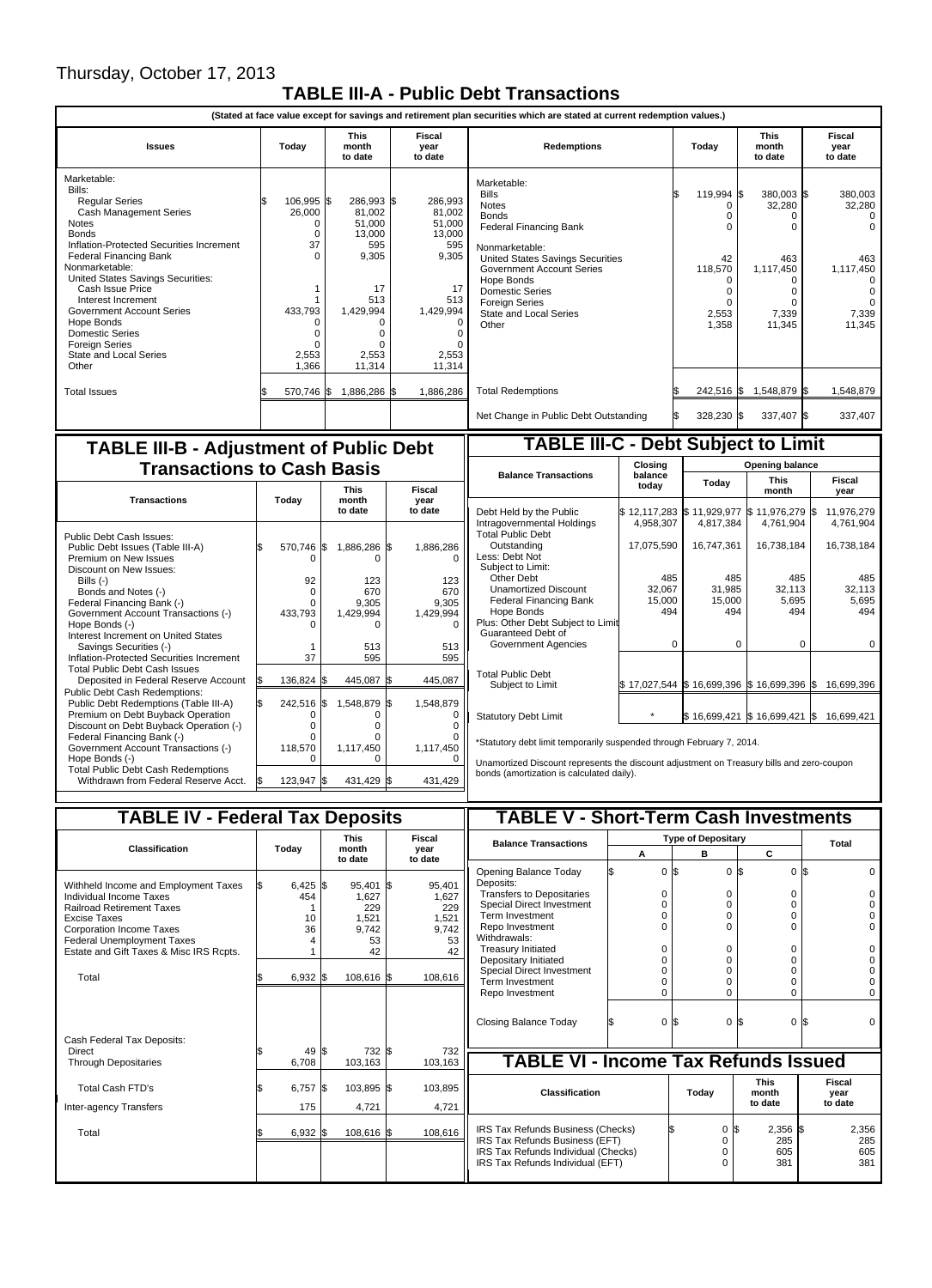Thursday, October 17, 2013

# TABLE III-A - Public Debt Transactions

(Stated at face value except for savings and retirement plan securities which are stated at current redemption values.)

| Issues | Today | This month to date | Fiscal year to date |
|---|---|---|---|
| Marketable: | | | |
| Bills: | | | |
| Regular Series | $ 106,995 | $ 286,993 | $ 286,993 |
| Cash Management Series | 26,000 | 81,002 | 81,002 |
| Notes | 0 | 51,000 | 51,000 |
| Bonds | 0 | 13,000 | 13,000 |
| Inflation-Protected Securities Increment | 37 | 595 | 595 |
| Federal Financing Bank | 0 | 9,305 | 9,305 |
| Nonmarketable: | | | |
| United States Savings Securities: | | | |
| Cash Issue Price | 1 | 17 | 17 |
| Interest Increment | 1 | 513 | 513 |
| Government Account Series | 433,793 | 1,429,994 | 1,429,994 |
| Hope Bonds | 0 | 0 | 0 |
| Domestic Series | 0 | 0 | 0 |
| Foreign Series | 0 | 0 | 0 |
| State and Local Series | 2,553 | 2,553 | 2,553 |
| Other | 1,366 | 11,314 | 11,314 |
| Total Issues | $ 570,746 | $ 1,886,286 | $ 1,886,286 |

| Redemptions | Today | This month to date | Fiscal year to date |
|---|---|---|---|
| Marketable: | | | |
| Bills | $ 119,994 | $ 380,003 | $ 380,003 |
| Notes | 0 | 32,280 | 32,280 |
| Bonds | 0 | 0 | 0 |
| Federal Financing Bank | 0 | 0 | 0 |
| Nonmarketable: | | | |
| United States Savings Securities | 42 | 463 | 463 |
| Government Account Series | 118,570 | 1,117,450 | 1,117,450 |
| Hope Bonds | 0 | 0 | 0 |
| Domestic Series | 0 | 0 | 0 |
| Foreign Series | 0 | 0 | 0 |
| State and Local Series | 2,553 | 7,339 | 7,339 |
| Other | 1,358 | 11,345 | 11,345 |
| Total Redemptions | $ 242,516 | $ 1,548,879 | $ 1,548,879 |
| Net Change in Public Debt Outstanding | $ 328,230 | $ 337,407 | $ 337,407 |

# TABLE III-B - Adjustment of Public Debt Transactions to Cash Basis

| Transactions | Today | This month to date | Fiscal year to date |
|---|---|---|---|
| Public Debt Cash Issues: | | | |
| Public Debt Issues (Table III-A) | $ 570,746 | $ 1,886,286 | $ 1,886,286 |
| Premium on New Issues | 0 | 0 | 0 |
| Discount on New Issues: | | | |
| Bills (-) | 92 | 123 | 123 |
| Bonds and Notes (-) | 0 | 670 | 670 |
| Federal Financing Bank (-) | 0 | 9,305 | 9,305 |
| Government Account Transactions (-) | 433,793 | 1,429,994 | 1,429,994 |
| Hope Bonds (-) | 0 | 0 | 0 |
| Interest Increment on United States Savings Securities (-) | 1 | 513 | 513 |
| Inflation-Protected Securities Increment | 37 | 595 | 595 |
| Total Public Debt Cash Issues Deposited in Federal Reserve Account | $ 136,824 | $ 445,087 | $ 445,087 |
| Public Debt Cash Redemptions: | | | |
| Public Debt Redemptions (Table III-A) | $ 242,516 | $ 1,548,879 | $ 1,548,879 |
| Premium on Debt Buyback Operation | 0 | 0 | 0 |
| Discount on Debt Buyback Operation (-) | 0 | 0 | 0 |
| Federal Financing Bank (-) | 0 | 0 | 0 |
| Government Account Transactions (-) | 118,570 | 1,117,450 | 1,117,450 |
| Hope Bonds (-) | 0 | 0 | 0 |
| Total Public Debt Cash Redemptions Withdrawn from Federal Reserve Acct. | $ 123,947 | $ 431,429 | $ 431,429 |

# TABLE III-C - Debt Subject to Limit

| Balance Transactions | Closing balance today | Opening balance Today | Opening balance This month | Opening balance Fiscal year |
|---|---|---|---|---|
| Debt Held by the Public | $ 12,117,283 | $ 11,929,977 | $ 11,976,279 | $ 11,976,279 |
| Intragovernmental Holdings | 4,958,307 | 4,817,384 | 4,761,904 | 4,761,904 |
| Total Public Debt Outstanding | 17,075,590 | 16,747,361 | 16,738,184 | 16,738,184 |
| Less: Debt Not Subject to Limit: | | | | |
| Other Debt | 485 | 485 | 485 | 485 |
| Unamortized Discount | 32,067 | 31,985 | 32,113 | 32,113 |
| Federal Financing Bank | 15,000 | 15,000 | 5,695 | 5,695 |
| Hope Bonds | 494 | 494 | 494 | 494 |
| Plus: Other Debt Subject to Limit | | | | |
| Guaranteed Debt of Government Agencies | 0 | 0 | 0 | 0 |
| Total Public Debt Subject to Limit | $ 17,027,544 | $ 16,699,396 | $ 16,699,396 | $ 16,699,396 |
| Statutory Debt Limit | * | $ 16,699,421 | $ 16,699,421 | $ 16,699,421 |

*Statutory debt limit temporarily suspended through February 7, 2014.

Unamortized Discount represents the discount adjustment on Treasury bills and zero-coupon bonds (amortization is calculated daily).

# TABLE IV - Federal Tax Deposits

| Classification | Today | This month to date | Fiscal year to date |
|---|---|---|---|
| Withheld Income and Employment Taxes | $ 6,425 | $ 95,401 | $ 95,401 |
| Individual Income Taxes | 454 | 1,627 | 1,627 |
| Railroad Retirement Taxes | 1 | 229 | 229 |
| Excise Taxes | 10 | 1,521 | 1,521 |
| Corporation Income Taxes | 36 | 9,742 | 9,742 |
| Federal Unemployment Taxes | 4 | 53 | 53 |
| Estate and Gift Taxes & Misc IRS Rcpts. | 1 | 42 | 42 |
| Total | $ 6,932 | $ 108,616 | $ 108,616 |
| Cash Federal Tax Deposits: | | | |
| Direct | $ 49 | $ 732 | $ 732 |
| Through Depositaries | 6,708 | 103,163 | 103,163 |
| Total Cash FTD's | $ 6,757 | $ 103,895 | $ 103,895 |
| Inter-agency Transfers | 175 | 4,721 | 4,721 |
| Total | $ 6,932 | $ 108,616 | $ 108,616 |

# TABLE V - Short-Term Cash Investments

| Balance Transactions | Type of Depositary A | Type of Depositary B | Type of Depositary C | Total |
|---|---|---|---|---|
| Opening Balance Today | $ 0 | $ 0 | $ 0 | $ 0 |
| Deposits: | | | | |
| Transfers to Depositaries | 0 | 0 | 0 | 0 |
| Special Direct Investment | 0 | 0 | 0 | 0 |
| Term Investment | 0 | 0 | 0 | 0 |
| Repo Investment | 0 | 0 | 0 | 0 |
| Withdrawals: | | | | |
| Treasury Initiated | 0 | 0 | 0 | 0 |
| Depositary Initiated | 0 | 0 | 0 | 0 |
| Special Direct Investment | 0 | 0 | 0 | 0 |
| Term Investment | 0 | 0 | 0 | 0 |
| Repo Investment | 0 | 0 | 0 | 0 |
| Closing Balance Today | $ 0 | $ 0 | $ 0 | $ 0 |

# TABLE VI - Income Tax Refunds Issued

| Classification | Today | This month to date | Fiscal year to date |
|---|---|---|---|
| IRS Tax Refunds Business (Checks) | $ 0 | $ 2,356 | $ 2,356 |
| IRS Tax Refunds Business (EFT) | 0 | 285 | 285 |
| IRS Tax Refunds Individual (Checks) | 0 | 605 | 605 |
| IRS Tax Refunds Individual (EFT) | 0 | 381 | 381 |